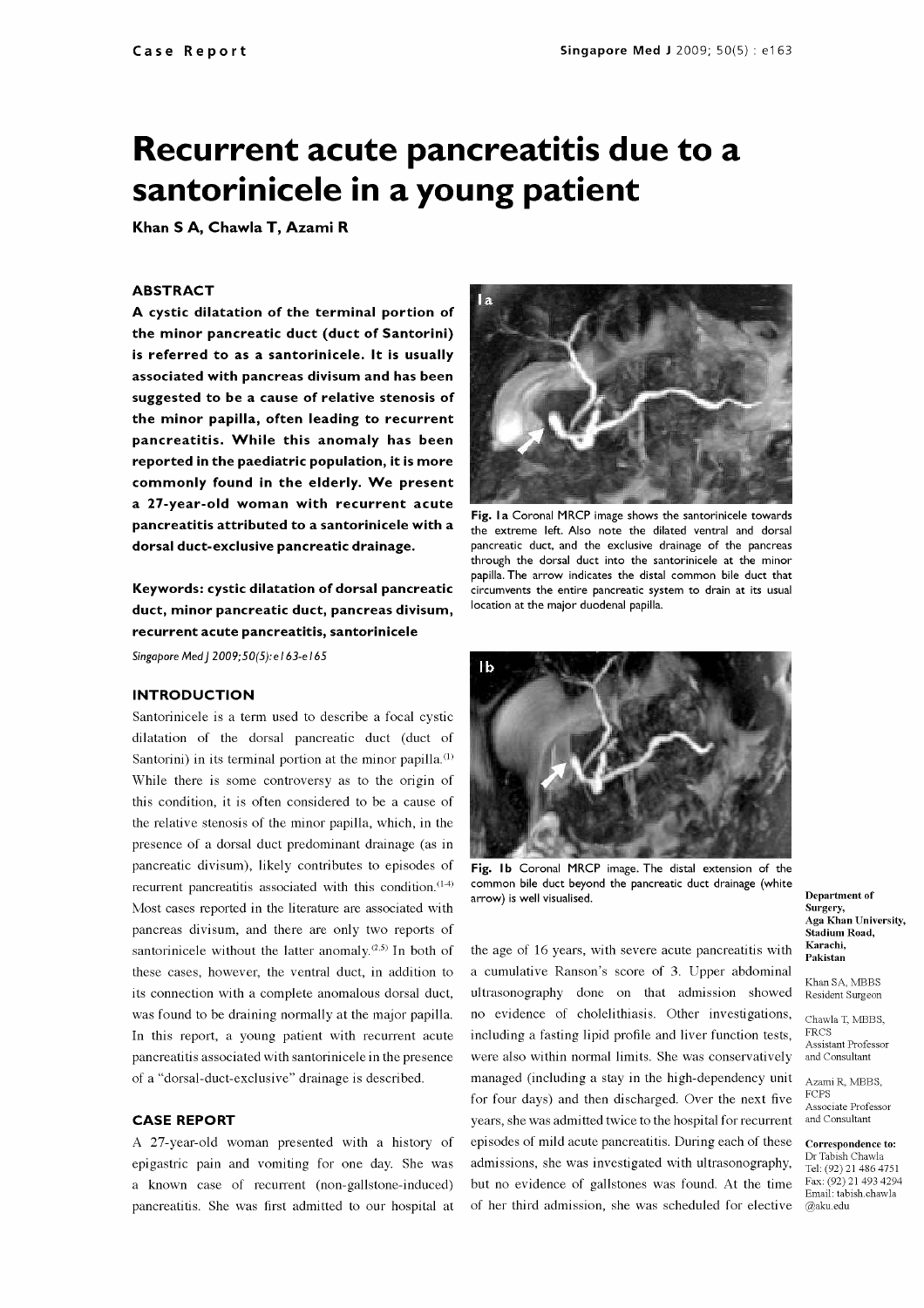Case Report

# Recurrent acute pancreatitis due to a santorinicele in a young patient

**Khan S A, Chawla T, Azami R**

## ABSTRACT

**A cystic dilatation of the terminal portion of the minor pancreatic duct (duct of Santorini) is referred to as a santorinicele. It is usually associated with pancreas divisum and has been suggested to be a cause of relative stenosis of the minor papilla, often leading to recurrent pancreatitis. While this anomaly has been reported in the paediatric population, it is more commonly found in the elderly. We present a 27-year-old woman with recurrent acute pancreatitis attributed to a santorinicele with a dorsal duct-exclusive pancreatic drainage.**

**Keywords: cystic dilatation of dorsal pancreatic duct, minor pancreatic duct, pancreas divisum, recurrent acute pancreatitis, santorinicele**

*Singapore Med J 2009;50(5):e163-e165*

## INTRODUCTION

Santorinicele is a term used to describe a focal cystic dilatation of the dorsal pancreatic duct (duct of Santorini) in its terminal portion at the minor papilla.[1] While there is some controversy as to the origin of this condition, it is often considered to be a cause of the relative stenosis of the minor papilla, which, in the presence of a dorsal duct predominant drainage (as in pancreatic divisum), likely contributes to episodes of recurrent pancreatitis associated with this condition.[1-4] Most cases reported in the literature are associated with pancreas divisum, and there are only two reports of santorinicele without the latter anomaly.[2,5] In both of these cases, however, the ventral duct, in addition to its connection with a complete anomalous dorsal duct, was found to be draining normally at the major papilla. In this report, a young patient with recurrent acute pancreatitis associated with santorinicele in the presence of a "dorsal-duct-exclusive" drainage is described.

## CASE REPORT

A 27-year-old woman presented with a history of epigastric pain and vomiting for one day. She was a known case of recurrent (non-gallstone-induced) pancreatitis. She was first admitted to our hospital at the age of 16 years, with severe acute pancreatitis with a cumulative Ranson's score of 3. Upper abdominal ultrasonography done on that admission showed no evidence of cholelithiasis. Other investigations, including a fasting lipid profile and liver function tests, were also within normal limits. She was conservatively managed (including a stay in the high-dependency unit for four days) and then discharged. Over the next five years, she was admitted twice to the hospital for recurrent episodes of mild acute pancreatitis. During each of these admissions, she was investigated with ultrasonography, but no evidence of gallstones was found. At the time of her third admission, she was scheduled for elective

**Fig. 1a** Coronal MRCP image shows the santorinicele towards the extreme left. Also note the dilated ventral and dorsal pancreatic duct, and the exclusive drainage of the pancreas through the dorsal duct into the santorinicele at the minor papilla. The arrow indicates the distal common bile duct that circumvents the entire pancreatic system to drain at its usual location at the major duodenal papilla.

**Fig. 1b** Coronal MRCP image. The distal extension of the common bile duct beyond the pancreatic duct drainage (white arrow) is well visualised.

**Department of Surgery, Aga Khan University, Stadium Road, Karachi, Pakistan**

Khan SA, MBBS
Resident Surgeon

Chawla T, MBBS, FRCS
Assistant Professor and Consultant

Azami R, MBBS, FCPS
Associate Professor and Consultant

**Correspondence to:** Dr Tabish Chawla
Tel: (92) 21 486 4751
Fax: (92) 21 493 4294
Email: tabish.chawla@aku.edu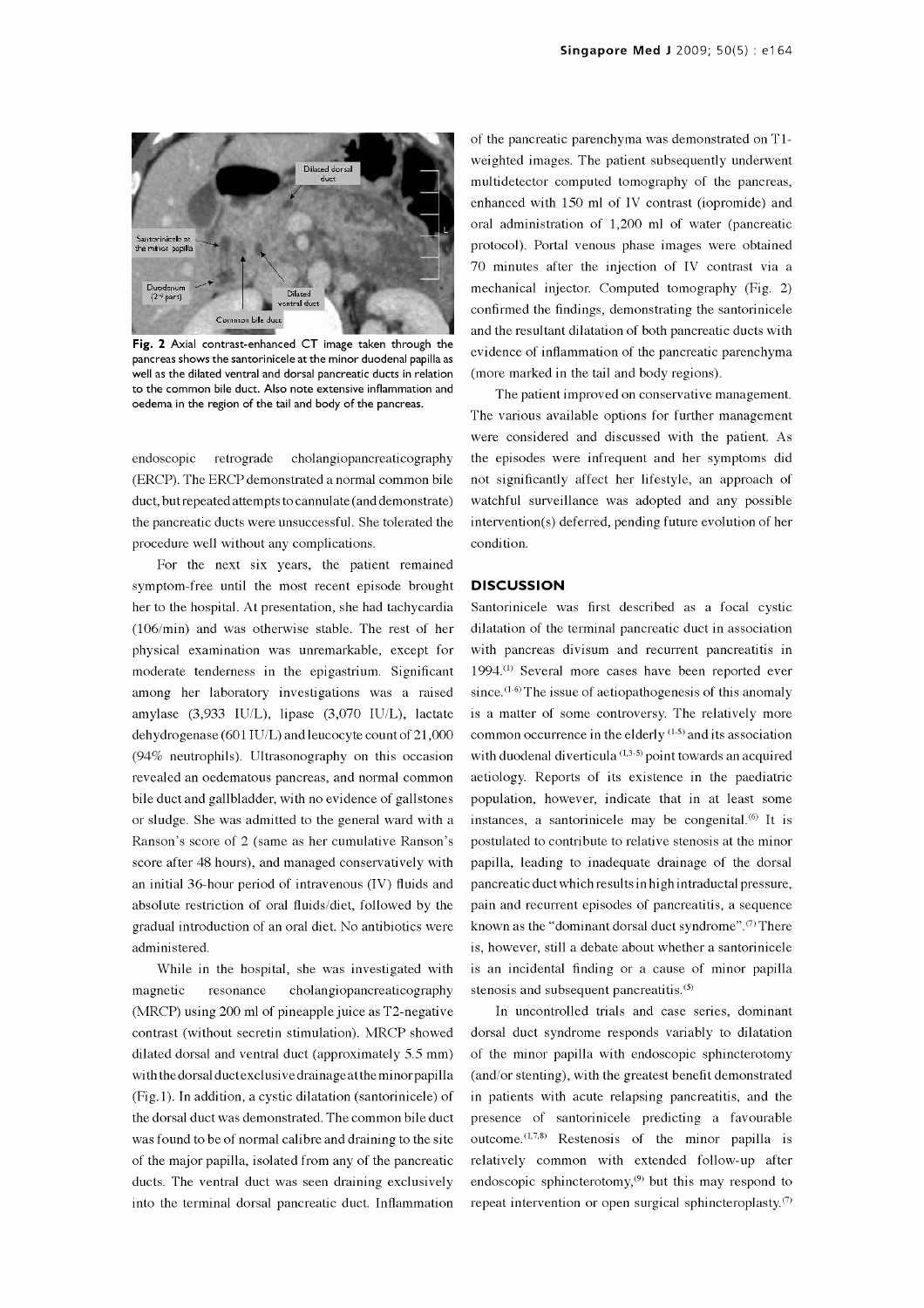Fig. 2 Axial contrast-enhanced CT image taken through the pancreas shows the santorinicele at the minor duodenal papilla as well as the dilated ventral and dorsal pancreatic ducts in relation to the common bile duct. Also note extensive inflammation and oedema in the region of the tail and body of the pancreas.

endoscopic retrograde cholangiopancreaticography (ERCP). The ERCP demonstrated a normal common bile duct, but repeated attempts to cannulate (and demonstrate) the pancreatic ducts were unsuccessful. She tolerated the procedure well without any complications.

For the next six years, the patient remained symptom-free until the most recent episode brought her to the hospital. At presentation, she had tachycardia (106/min) and was otherwise stable. The rest of her physical examination was unremarkable, except for moderate tenderness in the epigastrium. Significant among her laboratory investigations was a raised amylase (3,933 IU/L), lipase (3,070 IU/L), lactate dehydrogenase (601 IU/L) and leucocyte count of 21,000 (94% neutrophils). Ultrasonography on this occasion revealed an oedematous pancreas, and normal common bile duct and gallbladder, with no evidence of gallstones or sludge. She was admitted to the general ward with a Ranson's score of 2 (same as her cumulative Ranson's score after 48 hours), and managed conservatively with an initial 36-hour period of intravenous (IV) fluids and absolute restriction of oral fluids/diet, followed by the gradual introduction of an oral diet. No antibiotics were administered.

While in the hospital, she was investigated with magnetic resonance cholangiopancreaticography (MRCP) using 200 ml of pineapple juice as T2-negative contrast (without secretin stimulation). MRCP showed dilated dorsal and ventral duct (approximately 5.5 mm) with the dorsal duct exclusive drainage at the minor papilla (Fig. 1). In addition, a cystic dilatation (santorinicele) of the dorsal duct was demonstrated. The common bile duct was found to be of normal calibre and draining to the site of the major papilla, isolated from any of the pancreatic ducts. The ventral duct was seen draining exclusively into the terminal dorsal pancreatic duct. Inflammation of the pancreatic parenchyma was demonstrated on T1-weighted images. The patient subsequently underwent multidetector computed tomography of the pancreas, enhanced with 150 ml of IV contrast (iopromide) and oral administration of 1,200 ml of water (pancreatic protocol). Portal venous phase images were obtained 70 minutes after the injection of IV contrast via a mechanical injector. Computed tomography (Fig. 2) confirmed the findings, demonstrating the santorinicele and the resultant dilatation of both pancreatic ducts with evidence of inflammation of the pancreatic parenchyma (more marked in the tail and body regions).

The patient improved on conservative management. The various available options for further management were considered and discussed with the patient. As the episodes were infrequent and her symptoms did not significantly affect her lifestyle, an approach of watchful surveillance was adopted and any possible intervention(s) deferred, pending future evolution of her condition.

## DISCUSSION

Santorinicele was first described as a focal cystic dilatation of the terminal pancreatic duct in association with pancreas divisum and recurrent pancreatitis in 1994.[1] Several more cases have been reported ever since.[1-6] The issue of aetiopathogenesis of this anomaly is a matter of some controversy. The relatively more common occurrence in the elderly[1-5] and its association with duodenal diverticula[1,3-5] point towards an acquired aetiology. Reports of its existence in the paediatric population, however, indicate that in at least some instances, a santorinicele may be congenital.[6] It is postulated to contribute to relative stenosis at the minor papilla, leading to inadequate drainage of the dorsal pancreatic duct which results in high intraductal pressure, pain and recurrent episodes of pancreatitis, a sequence known as the "dominant dorsal duct syndrome".[7] There is, however, still a debate about whether a santorinicele is an incidental finding or a cause of minor papilla stenosis and subsequent pancreatitis.[5]

In uncontrolled trials and case series, dominant dorsal duct syndrome responds variably to dilatation of the minor papilla with endoscopic sphincterotomy (and/or stenting), with the greatest benefit demonstrated in patients with acute relapsing pancreatitis, and the presence of santorinicele predicting a favourable outcome.[1,7,8] Restenosis of the minor papilla is relatively common with extended follow-up after endoscopic sphincterotomy,[9] but this may respond to repeat intervention or open surgical sphincteroplasty.[7]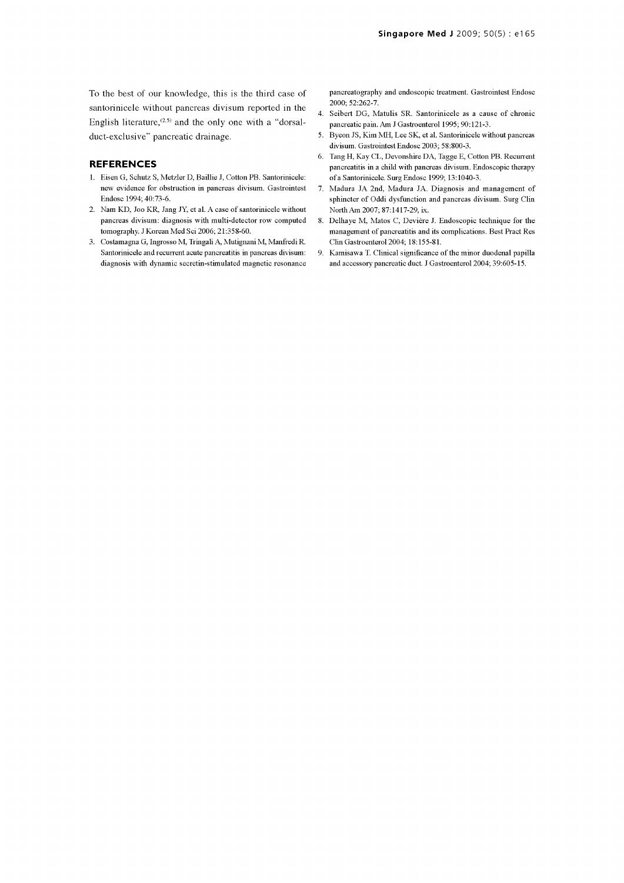To the best of our knowledge, this is the third case of santorinicele without pancreas divisum reported in the English literature,[2,5] and the only one with a "dorsal-duct-exclusive" pancreatic drainage.

## REFERENCES

1. Eisen G, Schutz S, Metzler D, Baillie J, Cotton PB. Santorinicele: new evidence for obstruction in pancreas divisum. Gastrointest Endosc 1994; 40:73-6.
2. Nam KD, Joo KR, Jang JY, et al. A case of santorinicele without pancreas divisum: diagnosis with multi-detector row computed tomography. J Korean Med Sci 2006; 21:358-60.
3. Costamagna G, Ingrosso M, Tringali A, Mutignani M, Manfredi R. Santorinicele and recurrent acute pancreatitis in pancreas divisum: diagnosis with dynamic secretin-stimulated magnetic resonance pancreatography and endoscopic treatment. Gastrointest Endosc 2000; 52:262-7.
4. Seibert DG, Matulis SR. Santorinicele as a cause of chronic pancreatic pain. Am J Gastroenterol 1995; 90:121-3.
5. Byeon JS, Kim MH, Lee SK, et al. Santorinicele without pancreas divisum. Gastrointest Endosc 2003; 58:800-3.
6. Tang H, Kay CL, Devonshire DA, Tagge E, Cotton PB. Recurrent pancreatitis in a child with pancreas divisum. Endoscopic therapy of a Santorinicele. Surg Endosc 1999; 13:1040-3.
7. Madura JA 2nd, Madura JA. Diagnosis and management of sphincter of Oddi dysfunction and pancreas divisum. Surg Clin North Am 2007; 87:1417-29, ix.
8. Delhaye M, Matos C, Devière J. Endoscopic technique for the management of pancreatitis and its complications. Best Pract Res Clin Gastroenterol 2004; 18:155-81.
9. Kamisawa T. Clinical significance of the minor duodenal papilla and accessory pancreatic duct. J Gastroenterol 2004; 39:605-15.